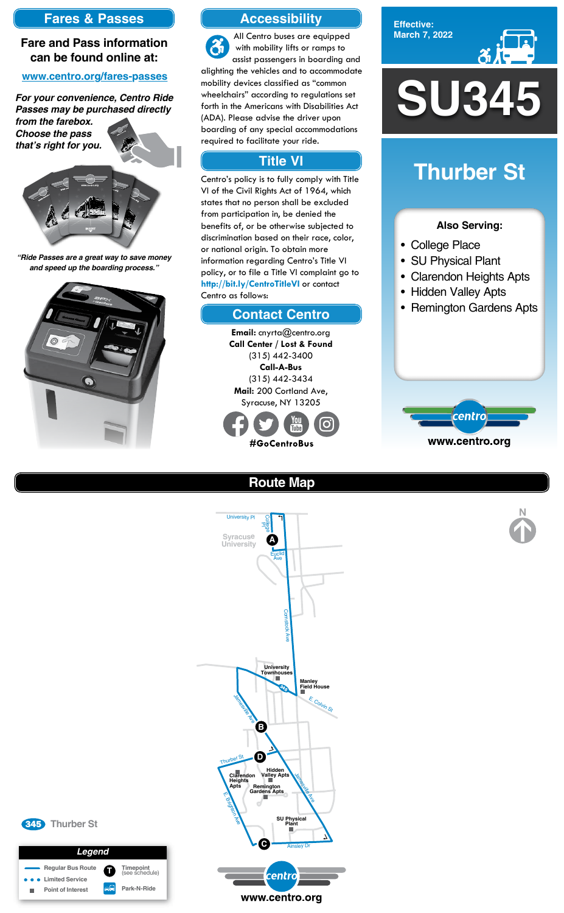## Fares & Passes

**Fare and Pass information can be found online at:**

www.centro.org/fares-passes

*For your convenience, Centro Ride Passes may be purchased directly from the farebox. Choose the pass that's right for you.*

*"Ride Passes are a great way to save money and speed up the boarding process."*

## Accessibility

All Centro buses are equipped with mobility lifts or ramps to assist passengers in boarding and alighting the vehicles and to accommodate mobility devices classified as "common wheelchairs" according to regulations set forth in the Americans with Disabilities Act (ADA). Please advise the driver upon boarding of any special accommodations required to facilitate your ride.

## Title VI

Centro's policy is to fully comply with Title VI of the Civil Rights Act of 1964, which states that no person shall be excluded from participation in, be denied the benefits of, or be otherwise subjected to discrimination based on their race, color, or national origin. To obtain more information regarding Centro's Title VI policy, or to file a Title VI complaint go to **http://bit.ly/CentroTitleVI** or contact Centro as follows:

## Contact Centro

**Email:** cnyrta@centro.org
**Call Center / Lost & Found**
(315) 442-3400
**Call-A-Bus**
(315) 442-3434
**Mail:** 200 Cortland Ave, Syracuse, NY 13205

#GoCentroBus

**Effective: March 7, 2022**

# SU345

## Thurber St

**Also Serving:**

- College Place
- SU Physical Plant
- Clarendon Heights Apts
- Hidden Valley Apts
- Remington Gardens Apts

www.centro.org

## Route Map

345 Thurber St

**Legend**

- Regular Bus Route
- Limited Service
- Point of Interest
- Timepoint (see schedule)
- Park-N-Ride

www.centro.org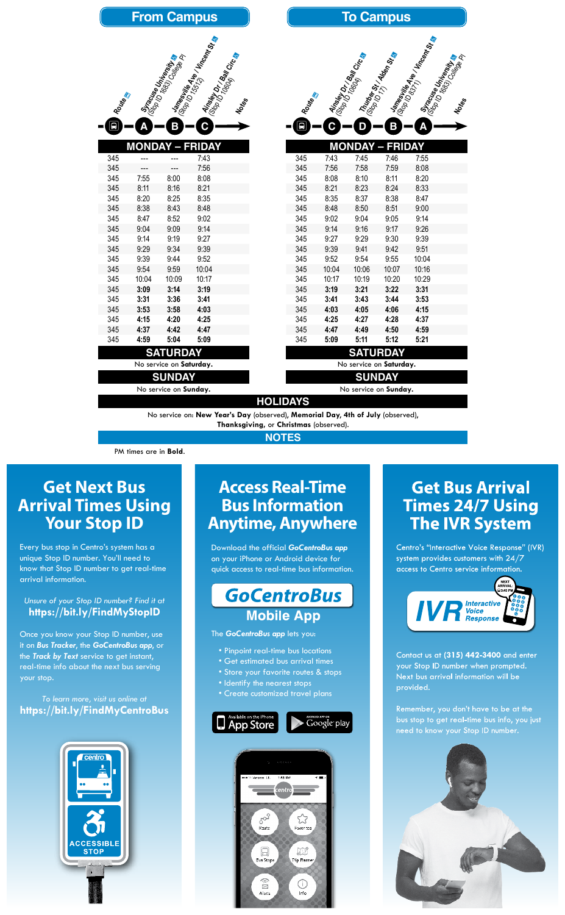## From Campus

| Route | A: Syracuse University / College Pl (Stop ID 1683) | B: Jamesville Ave / Vincent St (Stop ID 15512) | C: Ainsley Dr / Ball Circ (Stop ID 10604) | Notes |
|---|---|---|---|---|
| **MONDAY – FRIDAY** | | | | |
| 345 | --- | --- | 7:43 | |
| 345 | --- | --- | 7:56 | |
| 345 | 7:55 | 8:00 | 8:08 | |
| 345 | 8:11 | 8:16 | 8:21 | |
| 345 | 8:20 | 8:25 | 8:35 | |
| 345 | 8:38 | 8:43 | 8:48 | |
| 345 | 8:47 | 8:52 | 9:02 | |
| 345 | 9:04 | 9:09 | 9:14 | |
| 345 | 9:14 | 9:19 | 9:27 | |
| 345 | 9:29 | 9:34 | 9:39 | |
| 345 | 9:39 | 9:44 | 9:52 | |
| 345 | 9:54 | 9:59 | 10:04 | |
| 345 | 10:04 | 10:09 | 10:17 | |
| 345 | **3:09** | **3:14** | **3:19** | |
| 345 | **3:31** | **3:36** | **3:41** | |
| 345 | **3:53** | **3:58** | **4:03** | |
| 345 | **4:15** | **4:20** | **4:25** | |
| 345 | **4:37** | **4:42** | **4:47** | |
| 345 | **4:59** | **5:04** | **5:09** | |

**SATURDAY**

No service on **Saturday.**

**SUNDAY**

No service on **Sunday.**

## To Campus

| Route | C: Ainsley Dr / Ball Circ (Stop ID 10604) | D: Thurber St / Alden St (Stop ID 17) | B: Jamesville Ave / Vincent St (Stop ID 8371) | A: Syracuse University / College Pl (Stop ID 1683) | Notes |
|---|---|---|---|---|---|
| **MONDAY – FRIDAY** | | | | | |
| 345 | 7:43 | 7:45 | 7:46 | 7:55 | |
| 345 | 7:56 | 7:58 | 7:59 | 8:08 | |
| 345 | 8:08 | 8:10 | 8:11 | 8:20 | |
| 345 | 8:21 | 8:23 | 8:24 | 8:33 | |
| 345 | 8:35 | 8:37 | 8:38 | 8:47 | |
| 345 | 8:48 | 8:50 | 8:51 | 9:00 | |
| 345 | 9:02 | 9:04 | 9:05 | 9:14 | |
| 345 | 9:14 | 9:16 | 9:17 | 9:26 | |
| 345 | 9:27 | 9:29 | 9:30 | 9:39 | |
| 345 | 9:39 | 9:41 | 9:42 | 9:51 | |
| 345 | 9:52 | 9:54 | 9:55 | 10:04 | |
| 345 | 10:04 | 10:06 | 10:07 | 10:16 | |
| 345 | 10:17 | 10:19 | 10:20 | 10:29 | |
| 345 | **3:19** | **3:21** | **3:22** | **3:31** | |
| 345 | **3:41** | **3:43** | **3:44** | **3:53** | |
| 345 | **4:03** | **4:05** | **4:06** | **4:15** | |
| 345 | **4:25** | **4:27** | **4:28** | **4:37** | |
| 345 | **4:47** | **4:49** | **4:50** | **4:59** | |
| 345 | **5:09** | **5:11** | **5:12** | **5:21** | |

**SATURDAY**

No service on **Saturday.**

**SUNDAY**

No service on **Sunday.**

## HOLIDAYS

No service on: **New Year's Day** (observed), **Memorial Day**, **4th of July** (observed), **Thanksgiving**, or **Christmas** (observed).

## NOTES

PM times are in **Bold**.

## Get Next Bus Arrival Times Using Your Stop ID

Every bus stop in Centro's system has a unique Stop ID number. You'll need to know that Stop ID number to get real-time arrival information.

*Unsure of your Stop ID number? Find it at*
**https://bit.ly/FindMyStopID**

Once you know your Stop ID number, use it on ***Bus Tracker***, the ***GoCentroBus app***, or the ***Track by Text*** service to get instant, real-time info about the next bus serving your stop.

*To learn more, visit us online at*
**https://bit.ly/FindMyCentroBus**

## Access Real-Time Bus Information Anytime, Anywhere

Download the official ***GoCentroBus app*** on your iPhone or Android device for quick access to real-time bus information.

**GoCentroBus Mobile App**

The ***GoCentroBus app*** lets you:

- Pinpoint real-time bus locations
- Get estimated bus arrival times
- Store your favorite routes & stops
- Identify the nearest stops
- Create customized travel plans

Available on the iPhone App Store | Android App on Google play

## Get Bus Arrival Times 24/7 Using The IVR System

Centro's "Interactive Voice Response" (IVR) system provides customers with 24/7 access to Centro service information.

Contact us at **(315) 442-3400** and enter your Stop ID number when prompted. Next bus arrival information will be provided.

Remember, you don't have to be at the bus stop to get real-time bus info, you just need to know your Stop ID number.